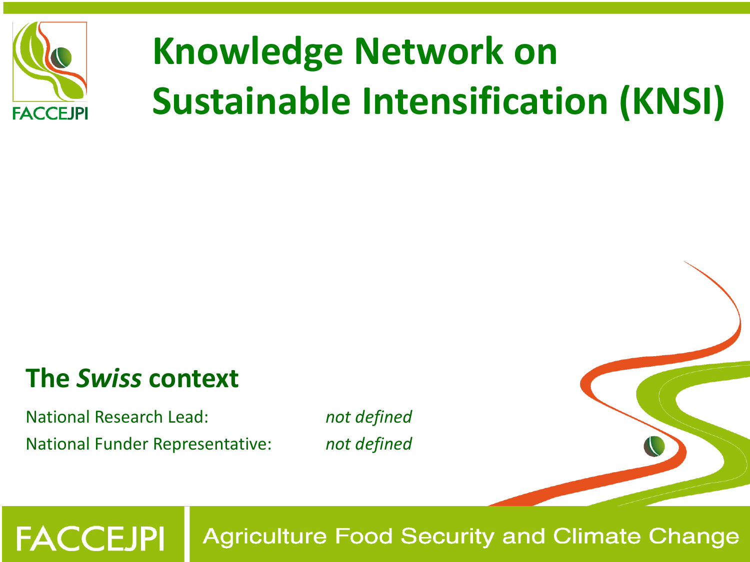# Knowledge Network on Sustainable Intensification (KNSI)

## The *Swiss* context

National Research Lead: *not defined*

National Funder Representative: *not defined*

FACCEJPI Agriculture Food Security and Climate Change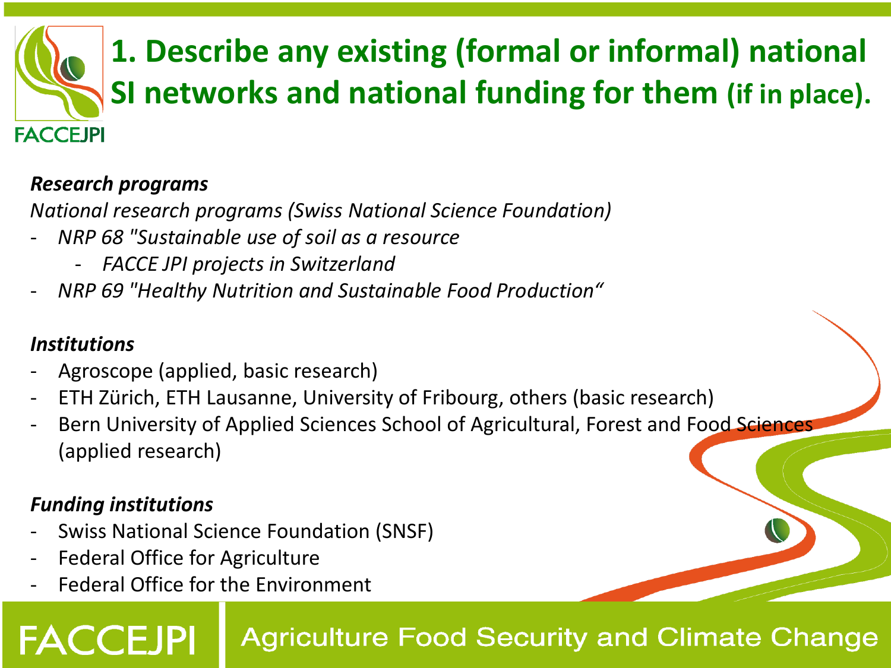# 1. Describe any existing (formal or informal) national SI networks and national funding for them (if in place).

***Research programs***

*National research programs (Swiss National Science Foundation)*

- *NRP 68 "Sustainable use of soil as a resource*
  - *FACCE JPI projects in Switzerland*
- *NRP 69 "Healthy Nutrition and Sustainable Food Production“*

***Institutions***

- Agroscope (applied, basic research)
- ETH Zürich, ETH Lausanne, University of Fribourg, others (basic research)
- Bern University of Applied Sciences School of Agricultural, Forest and Food Sciences (applied research)

***Funding institutions***

- Swiss National Science Foundation (SNSF)
- Federal Office for Agriculture
- Federal Office for the Environment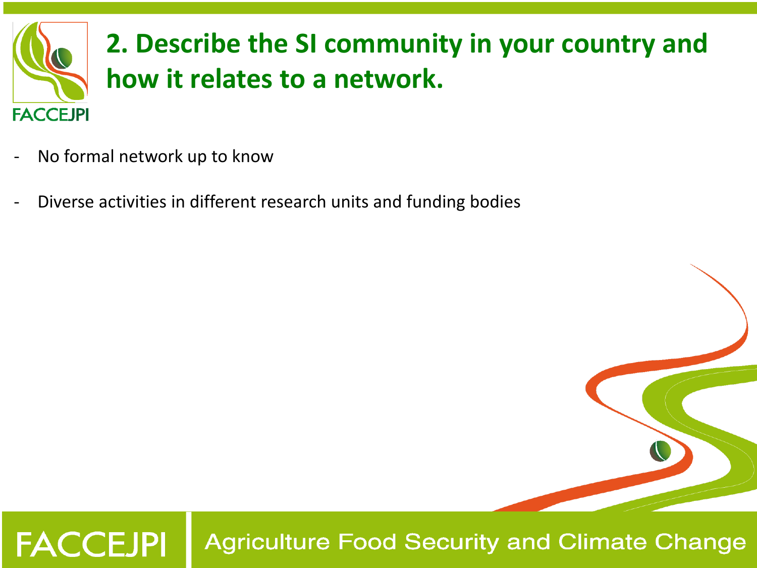## 2. Describe the SI community in your country and how it relates to a network.

- No formal network up to know
- Diverse activities in different research units and funding bodies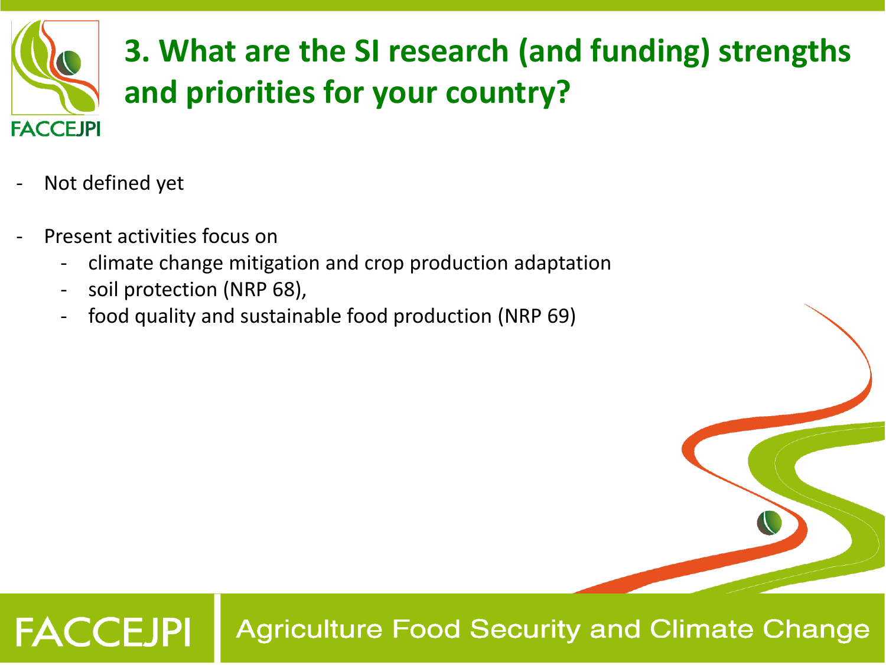# 3. What are the SI research (and funding) strengths and priorities for your country?

- Not defined yet
- Present activities focus on
  - climate change mitigation and crop production adaptation
  - soil protection (NRP 68),
  - food quality and sustainable food production (NRP 69)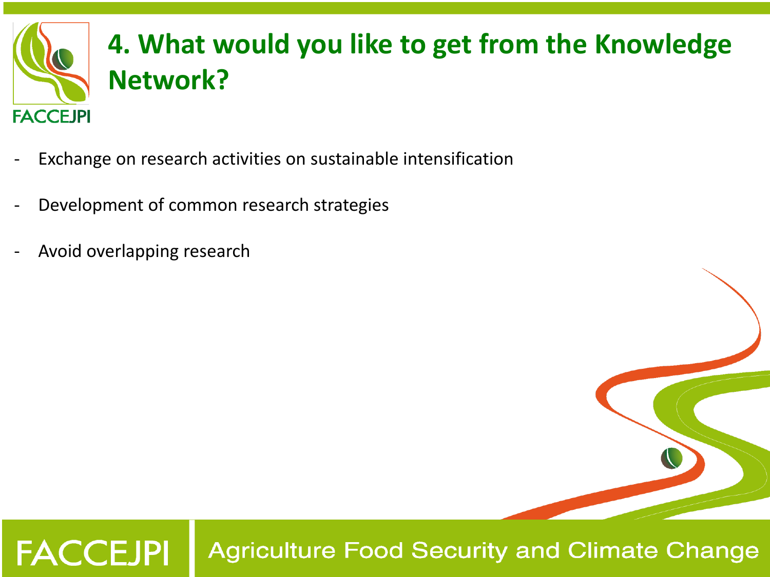# 4. What would you like to get from the Knowledge Network?

- Exchange on research activities on sustainable intensification
- Development of common research strategies
- Avoid overlapping research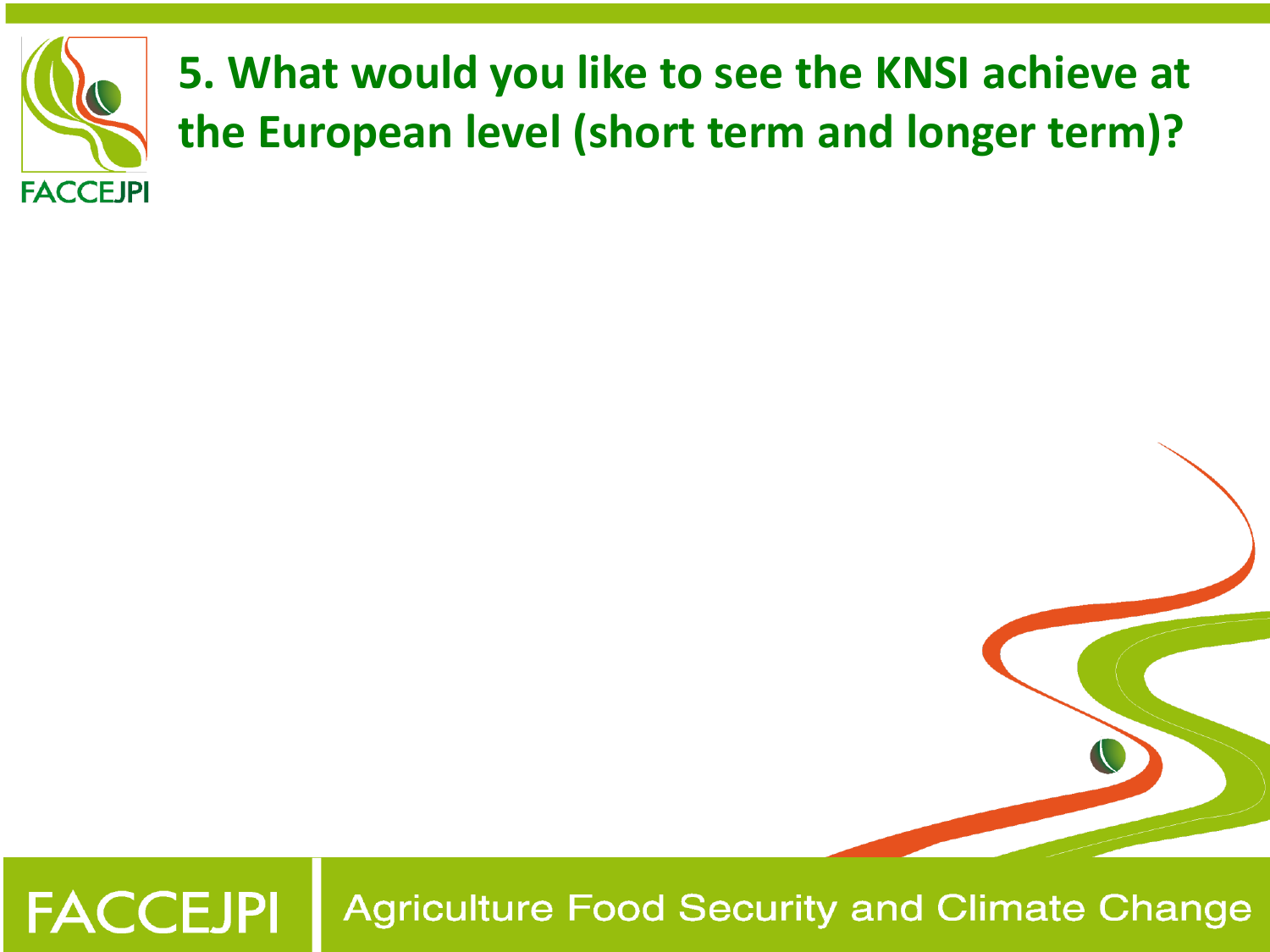# 5. What would you like to see the KNSI achieve at the European level (short term and longer term)?